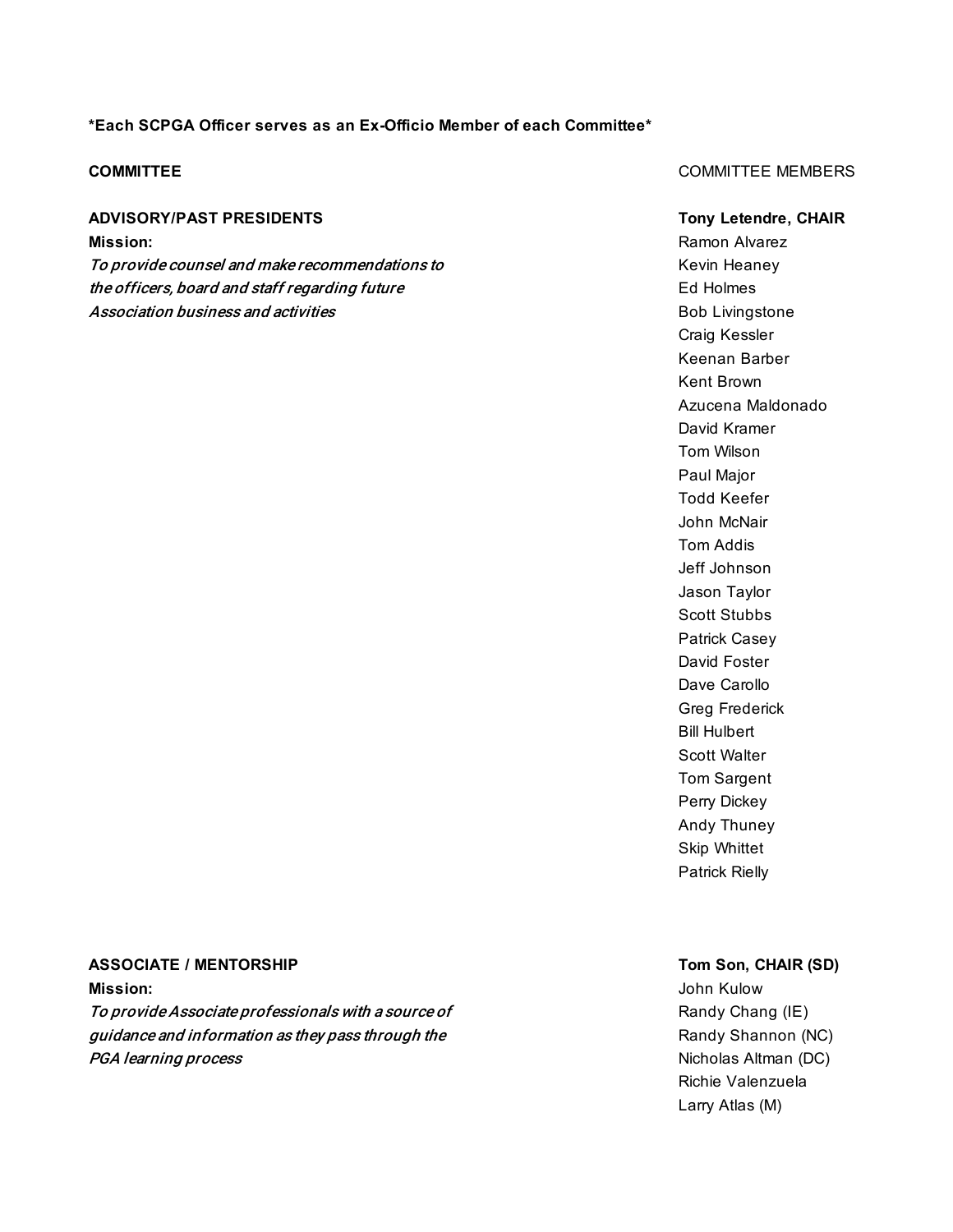**\*Each SCPGA Officer serves as an Ex-Officio Member of each Committee\***

| COMMITTEE | COMMITTEE MEMBERS |
|---|---|
| **ADVISORY/PAST PRESIDENTS** | **Tony Letendre, CHAIR** |
| **Mission:** | Ramon Alvarez |
| *To provide counsel and make recommendations to the officers, board and staff regarding future Association business and activities* | Kevin Heaney |
| | Ed Holmes |
| | Bob Livingstone |
| | Craig Kessler |
| | Keenan Barber |
| | Kent Brown |
| | Azucena Maldonado |
| | David Kramer |
| | Tom Wilson |
| | Paul Major |
| | Todd Keefer |
| | John McNair |
| | Tom Addis |
| | Jeff Johnson |
| | Jason Taylor |
| | Scott Stubbs |
| | Patrick Casey |
| | David Foster |
| | Dave Carollo |
| | Greg Frederick |
| | Bill Hulbert |
| | Scott Walter |
| | Tom Sargent |
| | Perry Dickey |
| | Andy Thuney |
| | Skip Whittet |
| | Patrick Rielly |
| **ASSOCIATE / MENTORSHIP** | **Tom Son, CHAIR (SD)** |
| **Mission:** | John Kulow |
| *To provide Associate professionals with a source of guidance and information as they pass through the PGA learning process* | Randy Chang (IE) |
| | Randy Shannon (NC) |
| | Nicholas Altman (DC) |
| | Richie Valenzuela |
| | Larry Atlas (M) |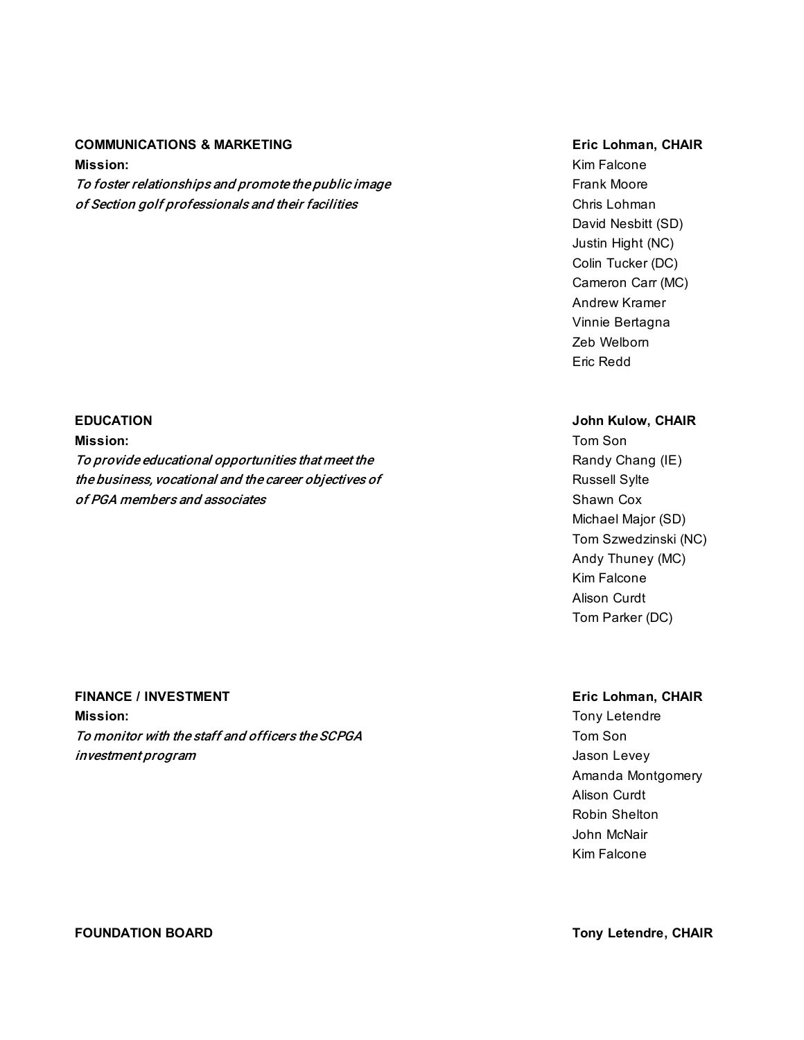## COMMUNICATIONS & MARKETING

**Eric Lohman, CHAIR**

**Mission:**

*To foster relationships and promote the public image of Section golf professionals and their facilities*

- Kim Falcone
- Frank Moore
- Chris Lohman
- David Nesbitt (SD)
- Justin Hight (NC)
- Colin Tucker (DC)
- Cameron Carr (MC)
- Andrew Kramer
- Vinnie Bertagna
- Zeb Welborn
- Eric Redd

## EDUCATION

**John Kulow, CHAIR**

**Mission:**

*To provide educational opportunities that meet the the business, vocational and the career objectives of of PGA members and associates*

- Tom Son
- Randy Chang (IE)
- Russell Sylte
- Shawn Cox
- Michael Major (SD)
- Tom Szwedzinski (NC)
- Andy Thuney (MC)
- Kim Falcone
- Alison Curdt
- Tom Parker (DC)

## FINANCE / INVESTMENT

**Eric Lohman, CHAIR**

**Mission:**

*To monitor with the staff and officers the SCPGA investment program*

- Tony Letendre
- Tom Son
- Jason Levey
- Amanda Montgomery
- Alison Curdt
- Robin Shelton
- John McNair
- Kim Falcone

## FOUNDATION BOARD

**Tony Letendre, CHAIR**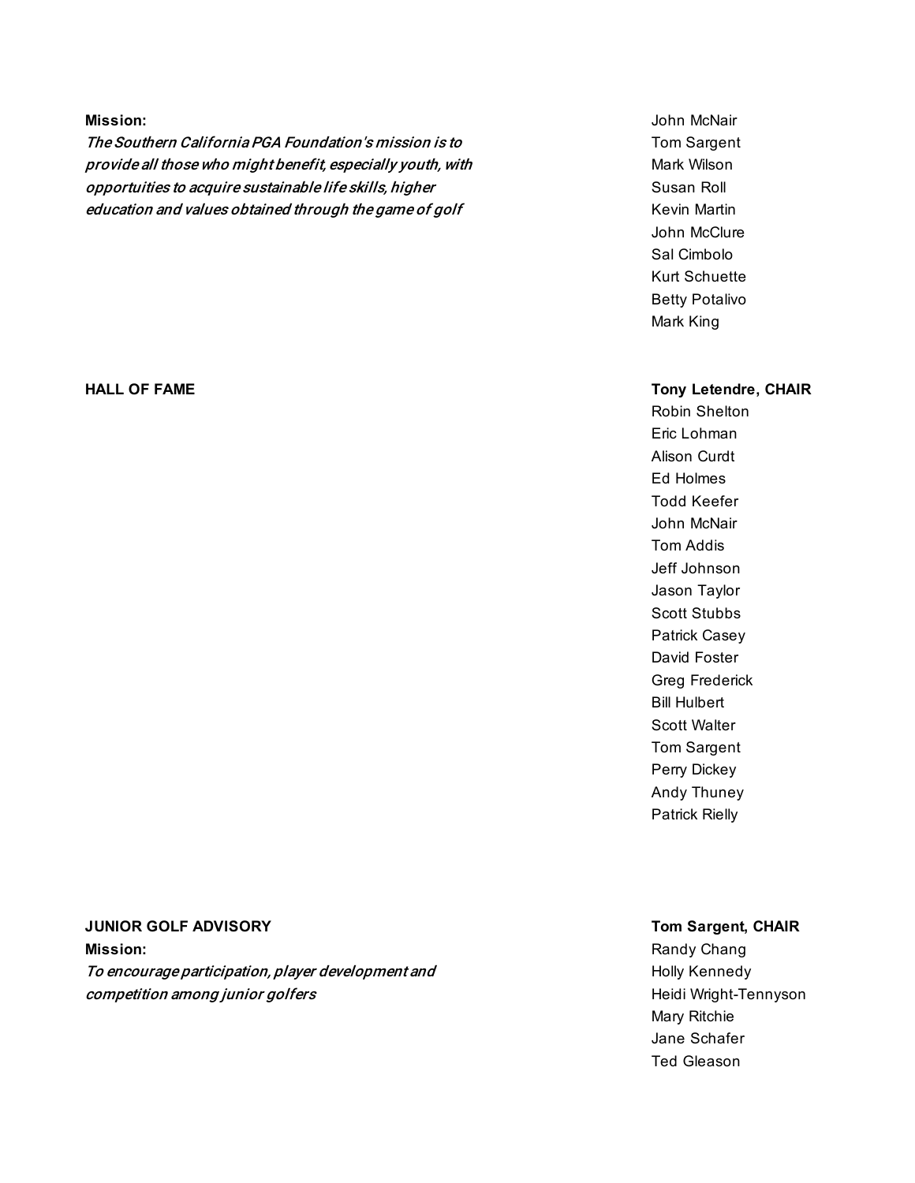**Mission:**

*The Southern California PGA Foundation's mission is to provide all those who might benefit, especially youth, with opportuities to acquire sustainable life skills, higher education and values obtained through the game of golf*

John McNair
Tom Sargent
Mark Wilson
Susan Roll
Kevin Martin
John McClure
Sal Cimbolo
Kurt Schuette
Betty Potalivo
Mark King

**HALL OF FAME**

**Tony Letendre, CHAIR**
Robin Shelton
Eric Lohman
Alison Curdt
Ed Holmes
Todd Keefer
John McNair
Tom Addis
Jeff Johnson
Jason Taylor
Scott Stubbs
Patrick Casey
David Foster
Greg Frederick
Bill Hulbert
Scott Walter
Tom Sargent
Perry Dickey
Andy Thuney
Patrick Rielly

**JUNIOR GOLF ADVISORY**

**Mission:**

*To encourage participation, player development and competition among junior golfers*

**Tom Sargent, CHAIR**
Randy Chang
Holly Kennedy
Heidi Wright-Tennyson
Mary Ritchie
Jane Schafer
Ted Gleason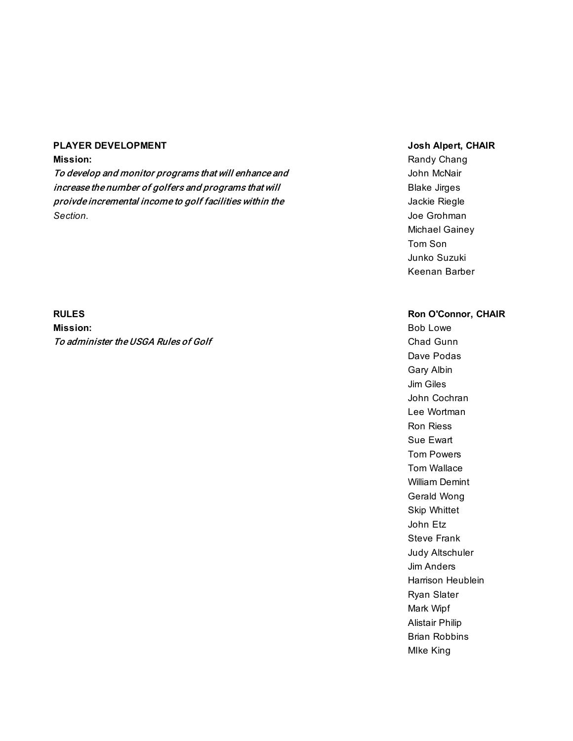**PLAYER DEVELOPMENT**

**Mission:**

*To develop and monitor programs that will enhance and increase the number of golfers and programs that will proivde incremental income to golf facilities within the Section.*

**Josh Alpert, CHAIR**

Randy Chang
John McNair
Blake Jirges
Jackie Riegle
Joe Grohman
Michael Gainey
Tom Son
Junko Suzuki
Keenan Barber

**RULES**

**Mission:**

*To administer the USGA Rules of Golf*

**Ron O'Connor, CHAIR**

Bob Lowe
Chad Gunn
Dave Podas
Gary Albin
Jim Giles
John Cochran
Lee Wortman
Ron Riess
Sue Ewart
Tom Powers
Tom Wallace
William Demint
Gerald Wong
Skip Whittet
John Etz
Steve Frank
Judy Altschuler
Jim Anders
Harrison Heublein
Ryan Slater
Mark Wipf
Alistair Philip
Brian Robbins
MIke King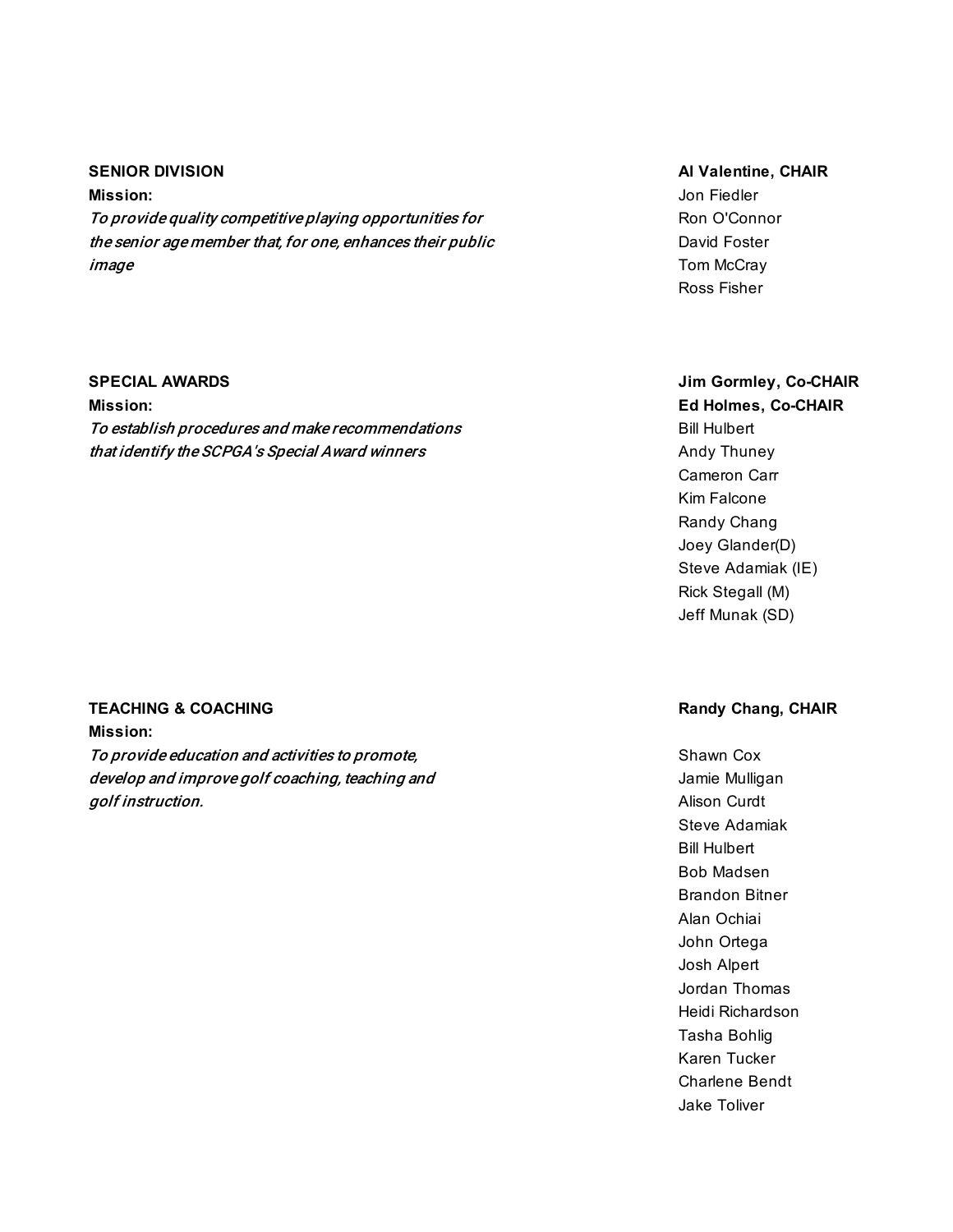**SENIOR DIVISION**

**Mission:**

*To provide quality competitive playing opportunities for the senior age member that, for one, enhances their public image*

**Al Valentine, CHAIR**

Jon Fiedler
Ron O'Connor
David Foster
Tom McCray
Ross Fisher

**SPECIAL AWARDS**

**Mission:**

*To establish procedures and make recommendations that identify the SCPGA's Special Award winners*

**Jim Gormley, Co-CHAIR**
**Ed Holmes, Co-CHAIR**

Bill Hulbert
Andy Thuney
Cameron Carr
Kim Falcone
Randy Chang
Joey Glander(D)
Steve Adamiak (IE)
Rick Stegall (M)
Jeff Munak (SD)

**TEACHING & COACHING**

**Mission:**

*To provide education and activities to promote, develop and improve golf coaching, teaching and golf instruction.*

**Randy Chang, CHAIR**

Shawn Cox
Jamie Mulligan
Alison Curdt
Steve Adamiak
Bill Hulbert
Bob Madsen
Brandon Bitner
Alan Ochiai
John Ortega
Josh Alpert
Jordan Thomas
Heidi Richardson
Tasha Bohlig
Karen Tucker
Charlene Bendt
Jake Toliver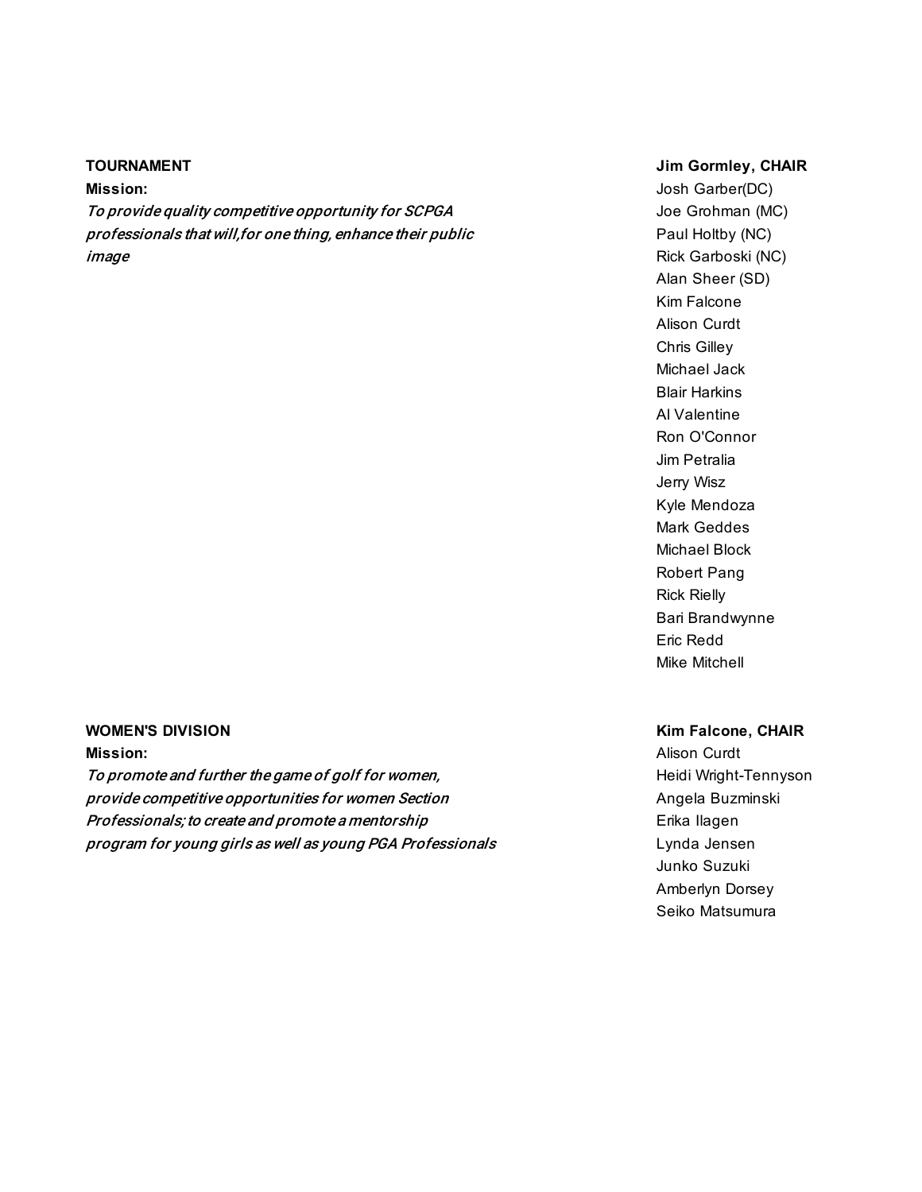**TOURNAMENT**

**Mission:**

*To provide quality competitive opportunity for SCPGA professionals that will,for one thing, enhance their public image*

**Jim Gormley, CHAIR**

Josh Garber(DC)
Joe Grohman (MC)
Paul Holtby (NC)
Rick Garboski (NC)
Alan Sheer (SD)
Kim Falcone
Alison Curdt
Chris Gilley
Michael Jack
Blair Harkins
Al Valentine
Ron O'Connor
Jim Petralia
Jerry Wisz
Kyle Mendoza
Mark Geddes
Michael Block
Robert Pang
Rick Rielly
Bari Brandwynne
Eric Redd
Mike Mitchell

**WOMEN'S DIVISION**

**Mission:**

*To promote and further the game of golf for women, provide competitive opportunities for women Section Professionals; to create and promote a mentorship program for young girls as well as young PGA Professionals*

**Kim Falcone, CHAIR**

Alison Curdt
Heidi Wright-Tennyson
Angela Buzminski
Erika Ilagen
Lynda Jensen
Junko Suzuki
Amberlyn Dorsey
Seiko Matsumura